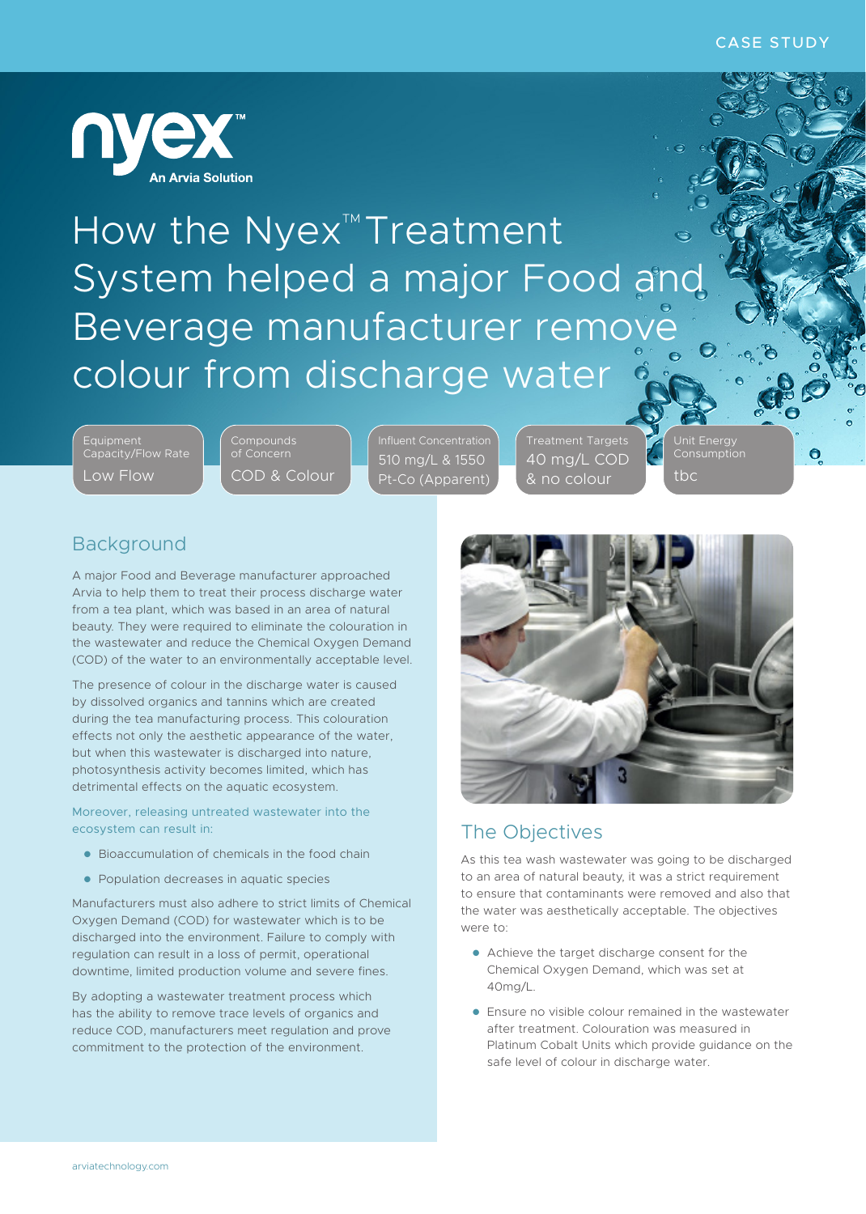CASE STUDY

nyex™ An Arvia Solution

# How the Nyex™ Treatment System helped a major Food and Beverage manufacturer remove colour from discharge water

| Equipment Capacity/Flow Rate | Compounds of Concern | Influent Concentration | Treatment Targets | Unit Energy Consumption |
| --- | --- | --- | --- | --- |
| Low Flow | COD & Colour | 510 mg/L & 1550 Pt-Co (Apparent) | 40 mg/L COD & no colour | tbc |

## Background

A major Food and Beverage manufacturer approached Arvia to help them to treat their process discharge water from a tea plant, which was based in an area of natural beauty. They were required to eliminate the colouration in the wastewater and reduce the Chemical Oxygen Demand (COD) of the water to an environmentally acceptable level.

The presence of colour in the discharge water is caused by dissolved organics and tannins which are created during the tea manufacturing process. This colouration effects not only the aesthetic appearance of the water, but when this wastewater is discharged into nature, photosynthesis activity becomes limited, which has detrimental effects on the aquatic ecosystem.

Moreover, releasing untreated wastewater into the ecosystem can result in:

- Bioaccumulation of chemicals in the food chain
- Population decreases in aquatic species

Manufacturers must also adhere to strict limits of Chemical Oxygen Demand (COD) for wastewater which is to be discharged into the environment. Failure to comply with regulation can result in a loss of permit, operational downtime, limited production volume and severe fines.

By adopting a wastewater treatment process which has the ability to remove trace levels of organics and reduce COD, manufacturers meet regulation and prove commitment to the protection of the environment.

## The Objectives

As this tea wash wastewater was going to be discharged to an area of natural beauty, it was a strict requirement to ensure that contaminants were removed and also that the water was aesthetically acceptable. The objectives were to:

- Achieve the target discharge consent for the Chemical Oxygen Demand, which was set at 40mg/L.
- Ensure no visible colour remained in the wastewater after treatment. Colouration was measured in Platinum Cobalt Units which provide guidance on the safe level of colour in discharge water.

arviatechnology.com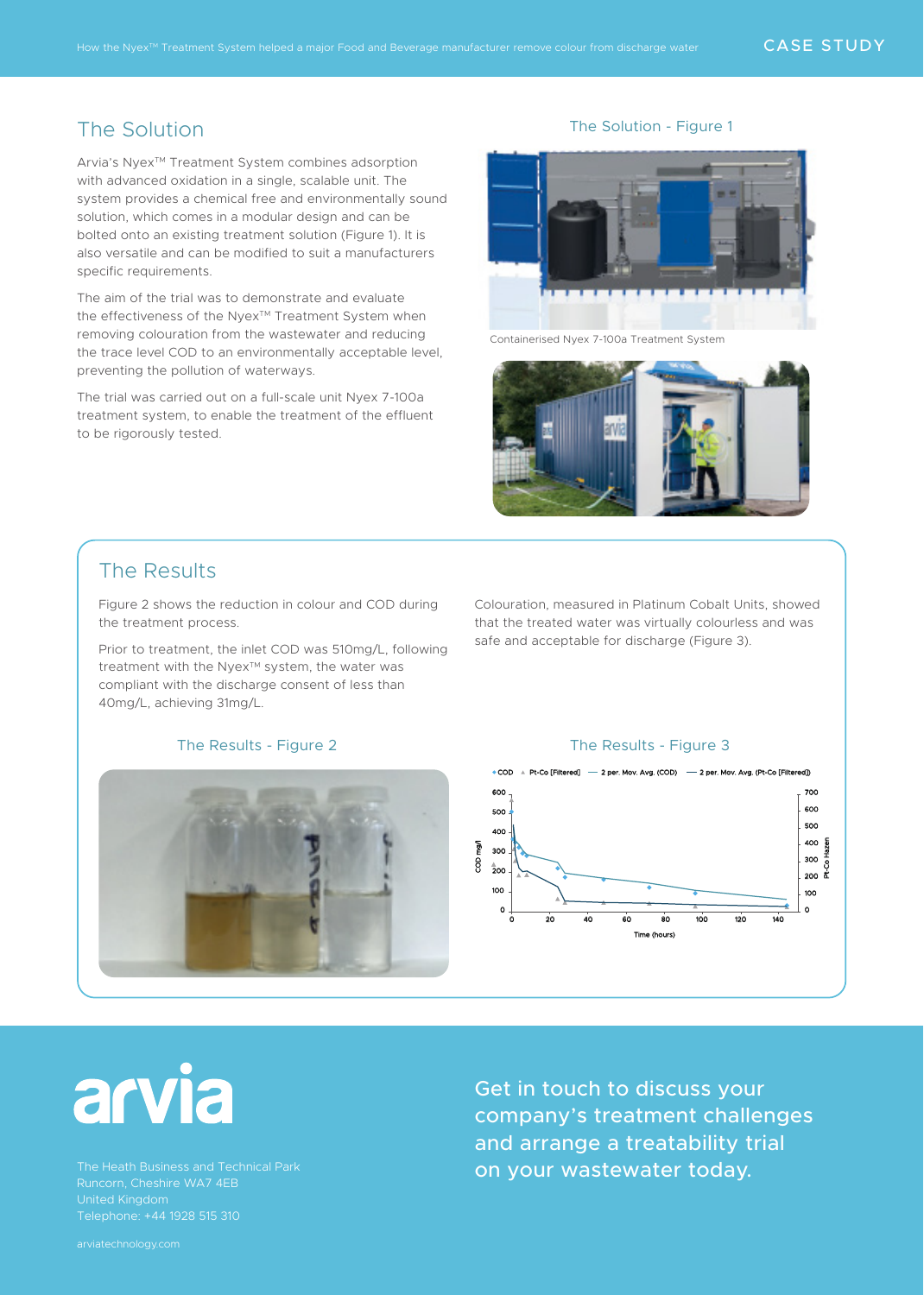## The Solution

Arvia's Nyex™ Treatment System combines adsorption with advanced oxidation in a single, scalable unit. The system provides a chemical free and environmentally sound solution, which comes in a modular design and can be bolted onto an existing treatment solution (Figure 1). It is also versatile and can be modified to suit a manufacturers specific requirements.

The aim of the trial was to demonstrate and evaluate the effectiveness of the Nyex™ Treatment System when removing colouration from the wastewater and reducing the trace level COD to an environmentally acceptable level, preventing the pollution of waterways.

The trial was carried out on a full-scale unit Nyex 7-100a treatment system, to enable the treatment of the effluent to be rigorously tested.

The Solution - Figure 1

Containerised Nyex 7-100a Treatment System

## The Results

Figure 2 shows the reduction in colour and COD during the treatment process.

Prior to treatment, the inlet COD was 510mg/L, following treatment with the Nyex™ system, the water was compliant with the discharge consent of less than 40mg/L, achieving 31mg/L.

Colouration, measured in Platinum Cobalt Units, showed that the treated water was virtually colourless and was safe and acceptable for discharge (Figure 3).

The Results - Figure 2

The Results - Figure 3

COD ▲ Pt-Co [Filtered] — 2 per. Mov. Avg. (COD) — 2 per. Mov. Avg. (Pt-Co [Filtered])

COD mg/l

600
500
400
300
200
100
0

0 20 40 60 80 100 120 140

Time (hours)

Pt-Co Hazen

700
600
500
400
300
200
100
0

arvia

The Heath Business and Technical Park
Runcorn, Cheshire WA7 4EB
United Kingdom
Telephone: +44 1928 515 310

arviatechnology.com

Get in touch to discuss your company's treatment challenges and arrange a treatability trial on your wastewater today.